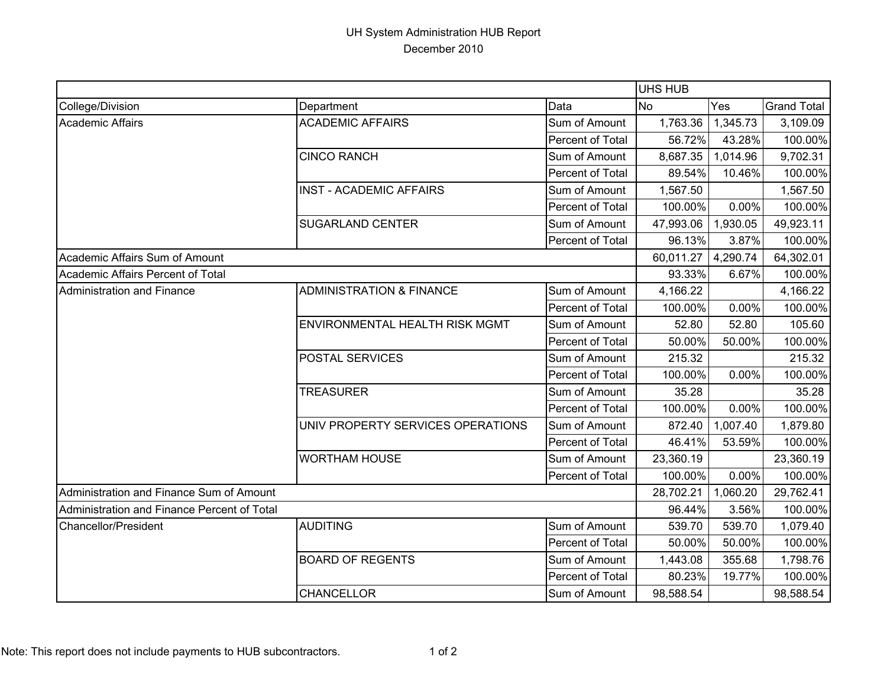# UH System Administration HUB Report

December 2010

| | | | UHS HUB | | |
|---|---|---|---|---|---|
| College/Division | Department | Data | No | Yes | Grand Total |
| Academic Affairs | ACADEMIC AFFAIRS | Sum of Amount | 1,763.36 | 1,345.73 | 3,109.09 |
| | | Percent of Total | 56.72% | 43.28% | 100.00% |
| | CINCO RANCH | Sum of Amount | 8,687.35 | 1,014.96 | 9,702.31 |
| | | Percent of Total | 89.54% | 10.46% | 100.00% |
| | INST - ACADEMIC AFFAIRS | Sum of Amount | 1,567.50 | | 1,567.50 |
| | | Percent of Total | 100.00% | 0.00% | 100.00% |
| | SUGARLAND CENTER | Sum of Amount | 47,993.06 | 1,930.05 | 49,923.11 |
| | | Percent of Total | 96.13% | 3.87% | 100.00% |
| Academic Affairs Sum of Amount | | | 60,011.27 | 4,290.74 | 64,302.01 |
| Academic Affairs Percent of Total | | | 93.33% | 6.67% | 100.00% |
| Administration and Finance | ADMINISTRATION & FINANCE | Sum of Amount | 4,166.22 | | 4,166.22 |
| | | Percent of Total | 100.00% | 0.00% | 100.00% |
| | ENVIRONMENTAL HEALTH RISK MGMT | Sum of Amount | 52.80 | 52.80 | 105.60 |
| | | Percent of Total | 50.00% | 50.00% | 100.00% |
| | POSTAL SERVICES | Sum of Amount | 215.32 | | 215.32 |
| | | Percent of Total | 100.00% | 0.00% | 100.00% |
| | TREASURER | Sum of Amount | 35.28 | | 35.28 |
| | | Percent of Total | 100.00% | 0.00% | 100.00% |
| | UNIV PROPERTY SERVICES OPERATIONS | Sum of Amount | 872.40 | 1,007.40 | 1,879.80 |
| | | Percent of Total | 46.41% | 53.59% | 100.00% |
| | WORTHAM HOUSE | Sum of Amount | 23,360.19 | | 23,360.19 |
| | | Percent of Total | 100.00% | 0.00% | 100.00% |
| Administration and Finance Sum of Amount | | | 28,702.21 | 1,060.20 | 29,762.41 |
| Administration and Finance Percent of Total | | | 96.44% | 3.56% | 100.00% |
| Chancellor/President | AUDITING | Sum of Amount | 539.70 | 539.70 | 1,079.40 |
| | | Percent of Total | 50.00% | 50.00% | 100.00% |
| | BOARD OF REGENTS | Sum of Amount | 1,443.08 | 355.68 | 1,798.76 |
| | | Percent of Total | 80.23% | 19.77% | 100.00% |
| | CHANCELLOR | Sum of Amount | 98,588.54 | | 98,588.54 |

Note: This report does not include payments to HUB subcontractors.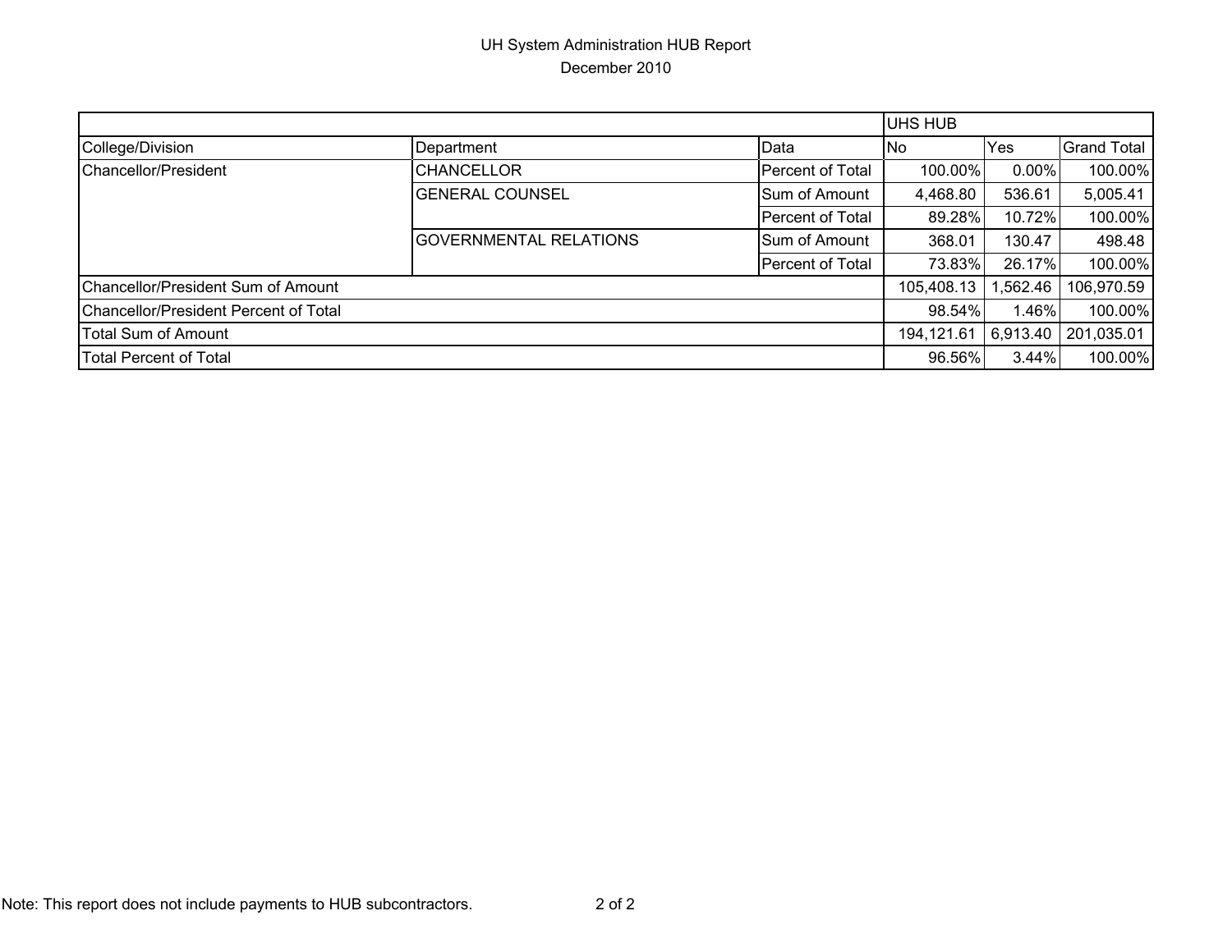UH System Administration HUB Report

December 2010

| | | | UHS HUB | | |
|---|---|---|---|---|---|
| College/Division | Department | Data | No | Yes | Grand Total |
| Chancellor/President | CHANCELLOR | Percent of Total | 100.00% | 0.00% | 100.00% |
| | GENERAL COUNSEL | Sum of Amount | 4,468.80 | 536.61 | 5,005.41 |
| | | Percent of Total | 89.28% | 10.72% | 100.00% |
| | GOVERNMENTAL RELATIONS | Sum of Amount | 368.01 | 130.47 | 498.48 |
| | | Percent of Total | 73.83% | 26.17% | 100.00% |
| Chancellor/President Sum of Amount | | | 105,408.13 | 1,562.46 | 106,970.59 |
| Chancellor/President Percent of Total | | | 98.54% | 1.46% | 100.00% |
| Total Sum of Amount | | | 194,121.61 | 6,913.40 | 201,035.01 |
| Total Percent of Total | | | 96.56% | 3.44% | 100.00% |

Note: This report does not include payments to HUB subcontractors.